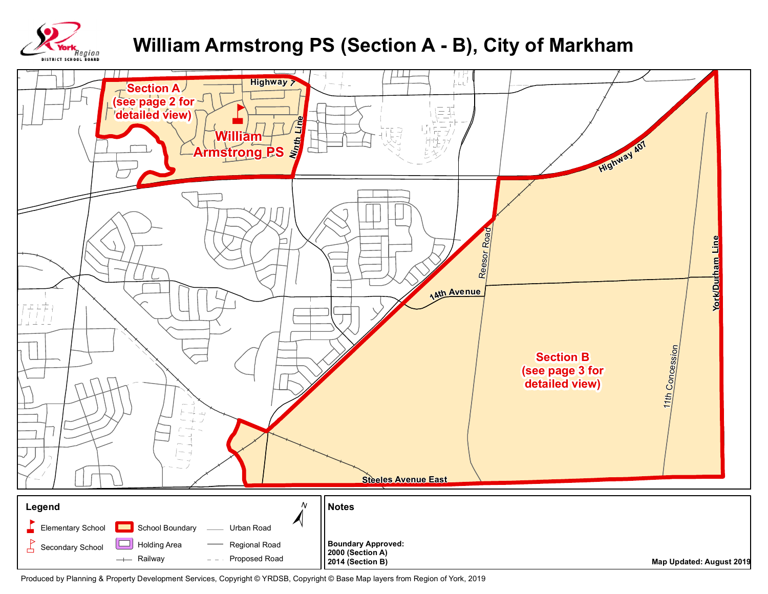# William Armstrong PS (Section A - B), City of Markham

York Region District School Board

Section A (see page 2 for detailed view)

William Armstrong PS

Section B (see page 3 for detailed view)

Highway 7

Ninth Line

Highway 407

Reesor Road

14th Avenue

York/Durham Line

11th Concession

Steeles Avenue East

## Legend

- Elementary School
- Secondary School
- School Boundary
- Holding Area
- Railway
- Urban Road
- Regional Road
- Proposed Road

N

## Notes

**Boundary Approved:**
**2000 (Section A)**
**2014 (Section B)**

**Map Updated: August 2019**

Produced by Planning & Property Development Services, Copyright © YRDSB, Copyright © Base Map layers from Region of York, 2019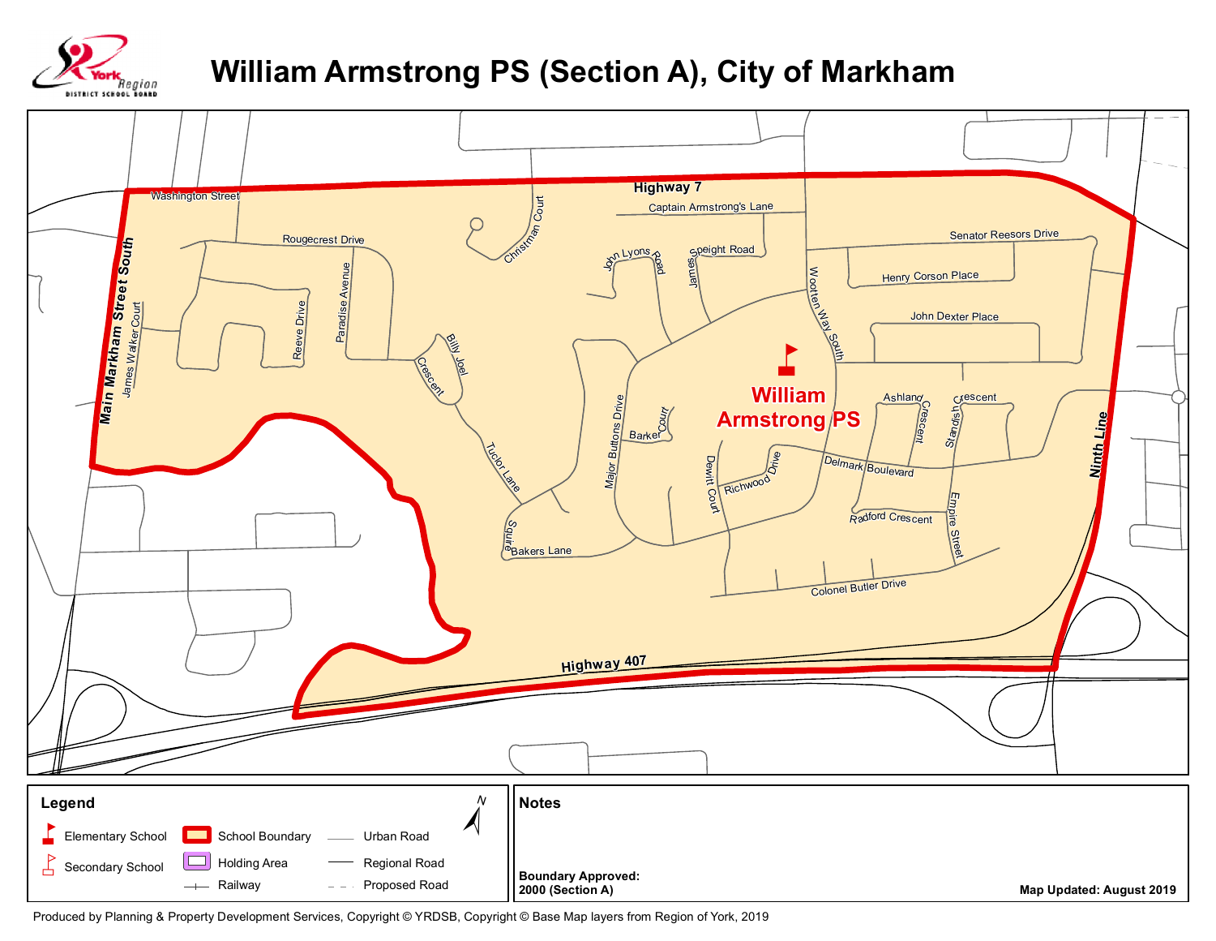# William Armstrong PS (Section A), City of Markham

Highway 7

Washington Street

Main Markham Street South

Captain Armstrong's Lane

Christman Court

Rougecrest Drive

James Walker Court

Reeve Drive

Paradise Avenue

Billy Joel Crescent

Tuclor Lane

Squire Bakers Lane

John Lyons Road

James Speight Road

Senator Reesors Drive

Henry Corson Place

Wootten Way South

John Dexter Place

Major Buttons Drive

Barker Court

**William Armstrong PS**

Ashland Crescent

Standish Crescent

Delmark Boulevard

Dewitt Court

Richwood Drive

Radford Crescent

Empire Street

Colonel Butler Drive

Ninth Line

Highway 407

## Legend

- Elementary School
- Secondary School
- School Boundary
- Holding Area
- Railway
- Urban Road
- Regional Road
- Proposed Road

## Notes

**Boundary Approved:**
**2000 (Section A)**

**Map Updated: August 2019**

Produced by Planning & Property Development Services, Copyright © YRDSB, Copyright © Base Map layers from Region of York, 2019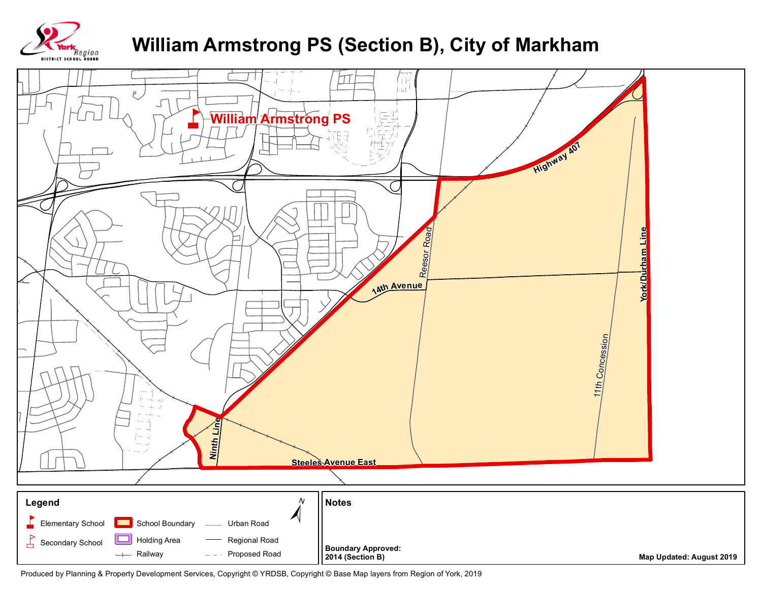# William Armstrong PS (Section B), City of Markham

William Armstrong PS

Highway 407

Reesor Road

14th Avenue

York/Durham Line

11th Concession

Ninth Line

Steeles Avenue East

**Legend**

Elementary School

Secondary School

School Boundary

Holding Area

Railway

Urban Road

Regional Road

Proposed Road

N

**Notes**

**Boundary Approved:**
**2014 (Section B)**

**Map Updated: August 2019**

Produced by Planning & Property Development Services, Copyright © YRDSB, Copyright © Base Map layers from Region of York, 2019